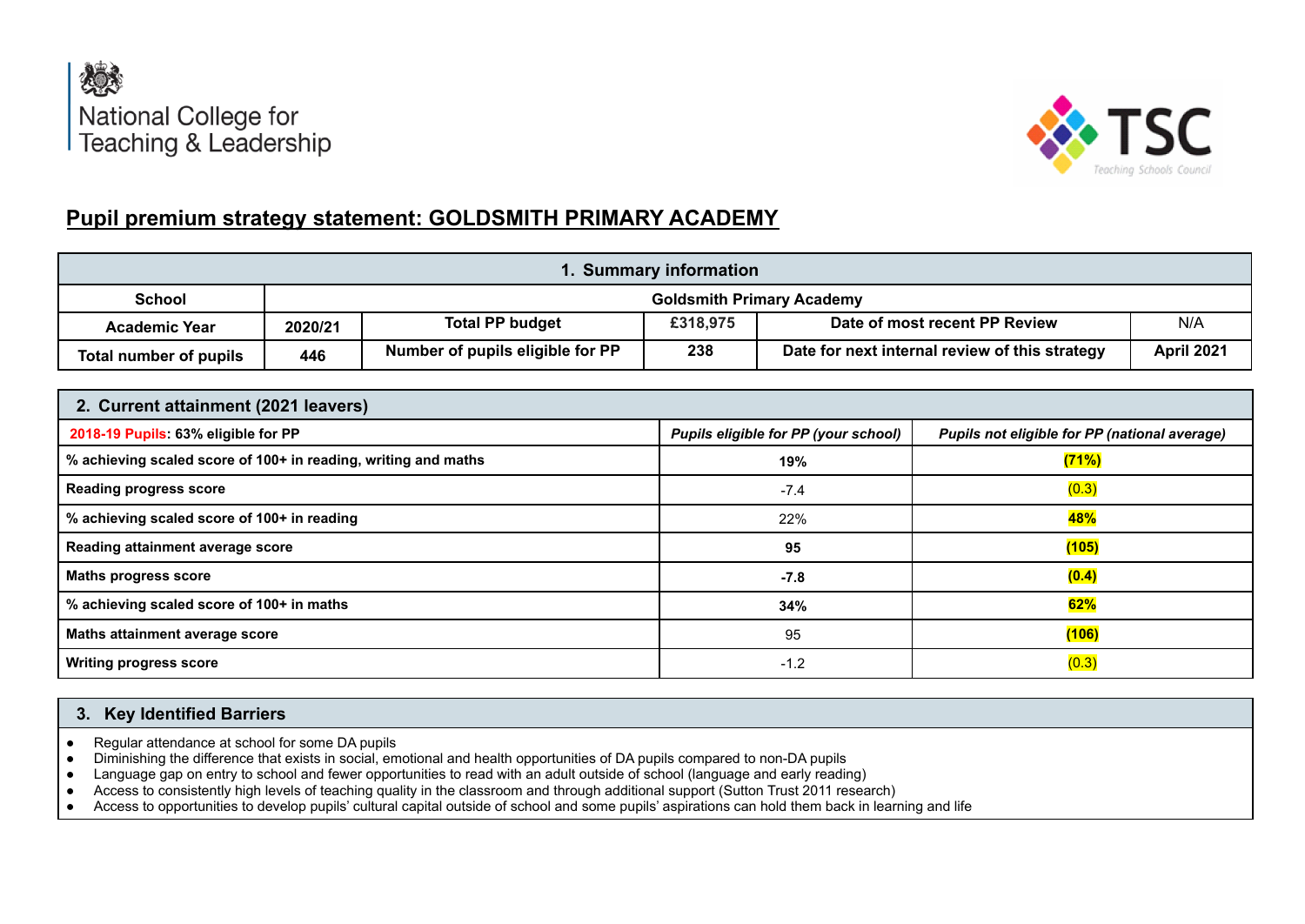National College for Teaching & Leadership

TSC Teaching Schools Council

# Pupil premium strategy statement: GOLDSMITH PRIMARY ACADEMY

| 1. Summary information | | | | | |
|---|---|---|---|---|---|
| **School** | **Goldsmith Primary Academy** | | | | |
| **Academic Year** | **2020/21** | **Total PP budget** | **£318,975** | **Date of most recent PP Review** | N/A |
| **Total number of pupils** | **446** | **Number of pupils eligible for PP** | **238** | **Date for next internal review of this strategy** | **April 2021** |

| 2. Current attainment (2021 leavers) | | |
|---|---|---|
| **2018-19 Pupils: 63% eligible for PP** | ***Pupils eligible for PP (your school)*** | ***Pupils not eligible for PP (national average)*** |
| **% achieving scaled score of 100+ in reading, writing and maths** | **19%** | **(71%)** |
| **Reading progress score** | -7.4 | (0.3) |
| **% achieving scaled score of 100+ in reading** | 22% | **48%** |
| **Reading attainment average score** | **95** | **(105)** |
| **Maths progress score** | **-7.8** | **(0.4)** |
| **% achieving scaled score of 100+ in maths** | **34%** | **62%** |
| **Maths attainment average score** | 95 | **(106)** |
| **Writing progress score** | -1.2 | (0.3) |

## 3. Key Identified Barriers

- Regular attendance at school for some DA pupils
- Diminishing the difference that exists in social, emotional and health opportunities of DA pupils compared to non-DA pupils
- Language gap on entry to school and fewer opportunities to read with an adult outside of school (language and early reading)
- Access to consistently high levels of teaching quality in the classroom and through additional support (Sutton Trust 2011 research)
- Access to opportunities to develop pupils' cultural capital outside of school and some pupils' aspirations can hold them back in learning and life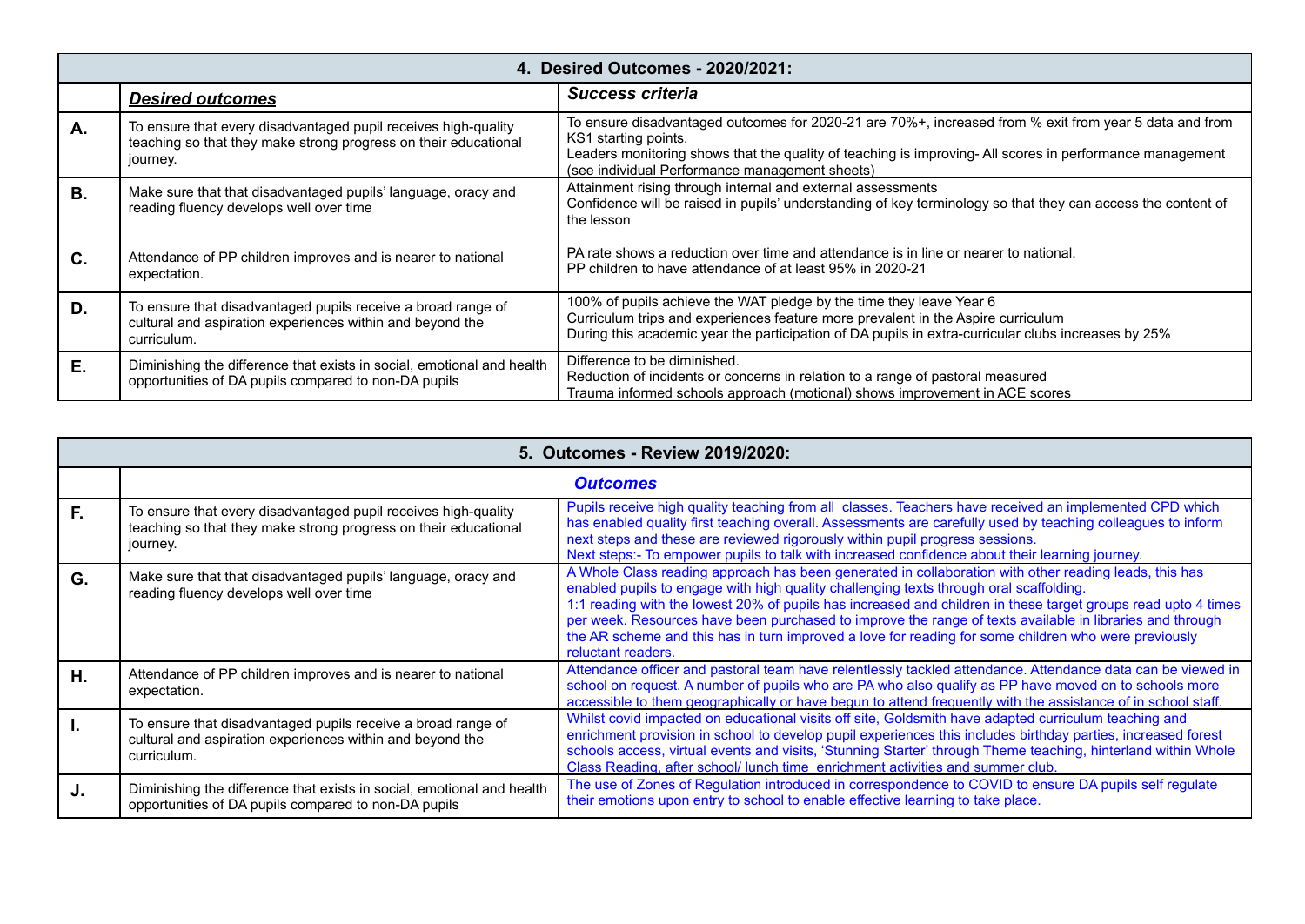| 4. Desired Outcomes - 2020/2021: | | |
|---|---|---|
| | ***Desired outcomes*** | ***Success criteria*** |
| **A.** | To ensure that every disadvantaged pupil receives high-quality teaching so that they make strong progress on their educational journey. | To ensure disadvantaged outcomes for 2020-21 are 70%+, increased from % exit from year 5 data and from KS1 starting points.<br>Leaders monitoring shows that the quality of teaching is improving- All scores in performance management (see individual Performance management sheets) |
| **B.** | Make sure that that disadvantaged pupils' language, oracy and reading fluency develops well over time | Attainment rising through internal and external assessments<br>Confidence will be raised in pupils' understanding of key terminology so that they can access the content of the lesson |
| **C.** | Attendance of PP children improves and is nearer to national expectation. | PA rate shows a reduction over time and attendance is in line or nearer to national.<br>PP children to have attendance of at least 95% in 2020-21 |
| **D.** | To ensure that disadvantaged pupils receive a broad range of cultural and aspiration experiences within and beyond the curriculum. | 100% of pupils achieve the WAT pledge by the time they leave Year 6<br>Curriculum trips and experiences feature more prevalent in the Aspire curriculum<br>During this academic year the participation of DA pupils in extra-curricular clubs increases by 25% |
| **E.** | Diminishing the difference that exists in social, emotional and health opportunities of DA pupils compared to non-DA pupils | Difference to be diminished.<br>Reduction of incidents or concerns in relation to a range of pastoral measured<br>Trauma informed schools approach (motional) shows improvement in ACE scores |

| 5. Outcomes - Review 2019/2020: | | |
|---|---|---|
| | ***Outcomes*** | |
| **F.** | To ensure that every disadvantaged pupil receives high-quality teaching so that they make strong progress on their educational journey. | Pupils receive high quality teaching from all classes. Teachers have received an implemented CPD which has enabled quality first teaching overall. Assessments are carefully used by teaching colleagues to inform next steps and these are reviewed rigorously within pupil progress sessions.<br>Next steps:- To empower pupils to talk with increased confidence about their learning journey. |
| **G.** | Make sure that that disadvantaged pupils' language, oracy and reading fluency develops well over time | A Whole Class reading approach has been generated in collaboration with other reading leads, this has enabled pupils to engage with high quality challenging texts through oral scaffolding.<br>1:1 reading with the lowest 20% of pupils has increased and children in these target groups read upto 4 times per week. Resources have been purchased to improve the range of texts available in libraries and through the AR scheme and this has in turn improved a love for reading for some children who were previously reluctant readers. |
| **H.** | Attendance of PP children improves and is nearer to national expectation. | Attendance officer and pastoral team have relentlessly tackled attendance. Attendance data can be viewed in school on request. A number of pupils who are PA who also qualify as PP have moved on to schools more accessible to them geographically or have begun to attend frequently with the assistance of in school staff. |
| **I.** | To ensure that disadvantaged pupils receive a broad range of cultural and aspiration experiences within and beyond the curriculum. | Whilst covid impacted on educational visits off site, Goldsmith have adapted curriculum teaching and enrichment provision in school to develop pupil experiences this includes birthday parties, increased forest schools access, virtual events and visits, 'Stunning Starter' through Theme teaching, hinterland within Whole Class Reading, after school/ lunch time enrichment activities and summer club. |
| **J.** | Diminishing the difference that exists in social, emotional and health opportunities of DA pupils compared to non-DA pupils | The use of Zones of Regulation introduced in correspondence to COVID to ensure DA pupils self regulate their emotions upon entry to school to enable effective learning to take place. |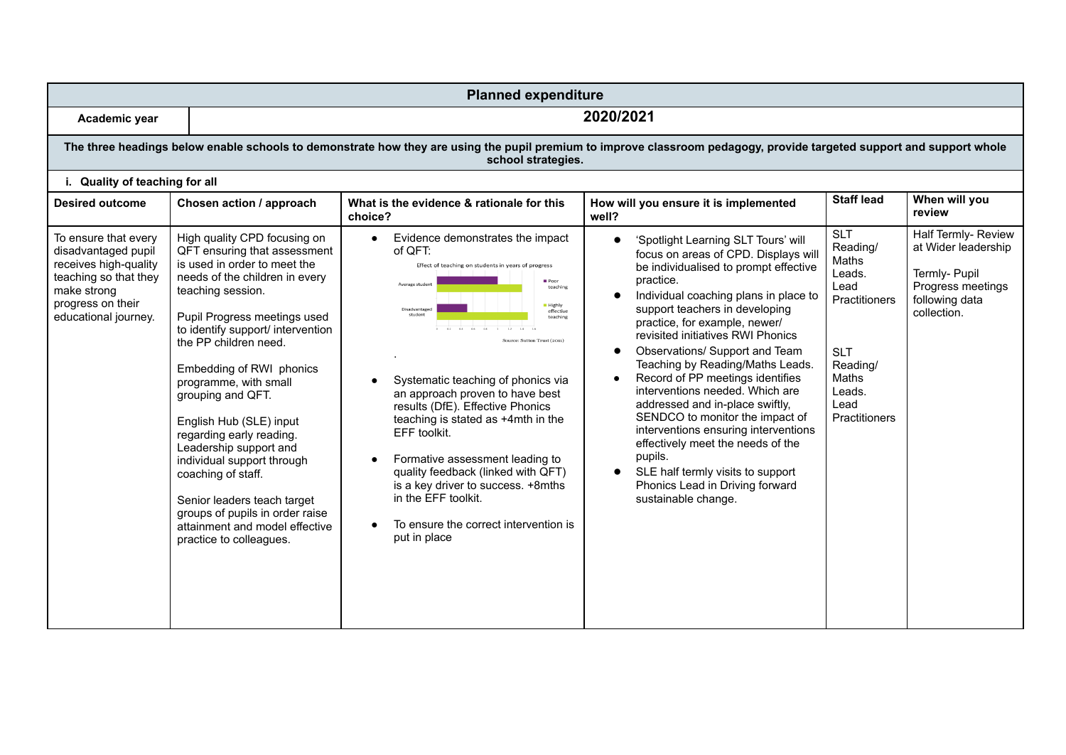| Planned expenditure | | | | | |
|---|---|---|---|---|---|
| **Academic year** | **2020/2021** | | | | |
| **The three headings below enable schools to demonstrate how they are using the pupil premium to improve classroom pedagogy, provide targeted support and support whole school strategies.** | | | | | |
| **i. Quality of teaching for all** | | | | | |
| **Desired outcome** | **Chosen action / approach** | **What is the evidence & rationale for this choice?** | **How will you ensure it is implemented well?** | **Staff lead** | **When will you review** |
| To ensure that every disadvantaged pupil receives high-quality teaching so that they make strong progress on their educational journey. | High quality CPD focusing on QFT ensuring that assessment is used in order to meet the needs of the children in every teaching session.<br><br>Pupil Progress meetings used to identify support/ intervention the PP children need.<br><br>Embedding of RWI phonics programme, with small grouping and QFT.<br><br>English Hub (SLE) input regarding early reading. Leadership support and individual support through coaching of staff.<br><br>Senior leaders teach target groups of pupils in order raise attainment and model effective practice to colleagues. | • Evidence demonstrates the impact of QFT:<br>Effect of teaching on students in years of progress (Average student / Disadvantaged student; Poor teaching / Highly effective teaching) Source: Sutton Trust (2011)<br>.<br>• Systematic teaching of phonics via an approach proven to have best results (DfE). Effective Phonics teaching is stated as +4mth in the EFF toolkit.<br>• Formative assessment leading to quality feedback (linked with QFT) is a key driver to success. +8mths in the EFF toolkit.<br>• To ensure the correct intervention is put in place | • 'Spotlight Learning SLT Tours' will focus on areas of CPD. Displays will be individualised to prompt effective practice.<br>• Individual coaching plans in place to support teachers in developing practice, for example, newer/ revisited initiatives RWI Phonics<br>• Observations/ Support and Team Teaching by Reading/Maths Leads.<br>• Record of PP meetings identifies interventions needed. Which are addressed and in-place swiftly, SENDCO to monitor the impact of interventions ensuring interventions effectively meet the needs of the pupils.<br>• SLE half termly visits to support Phonics Lead in Driving forward sustainable change. | SLT Reading/ Maths Leads. Lead Practitioners<br><br>SLT Reading/ Maths Leads. Lead Practitioners | Half Termly- Review at Wider leadership<br><br>Termly- Pupil Progress meetings following data collection. |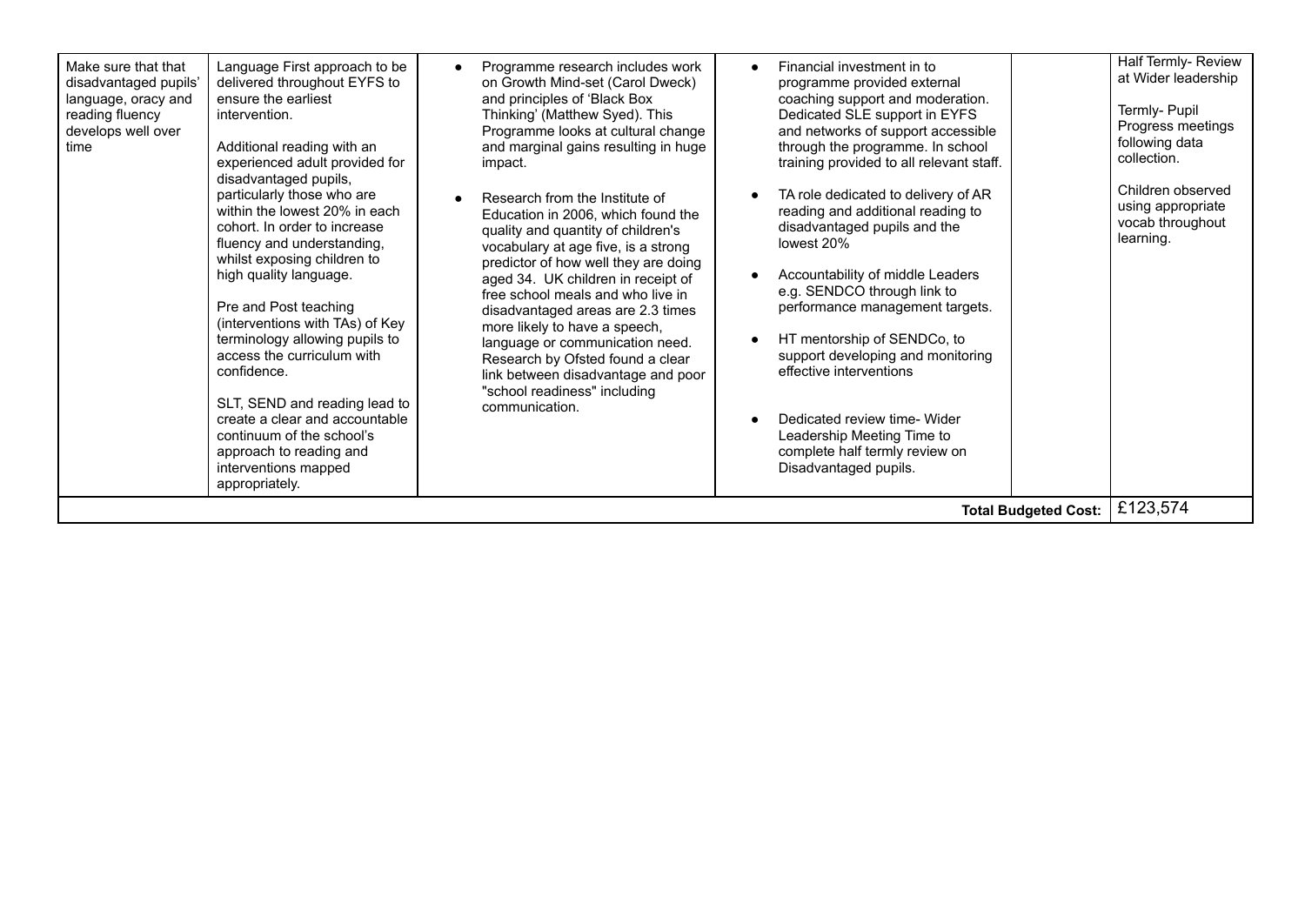| | | | | | |
|---|---|---|---|---|---|
| Make sure that that disadvantaged pupils' language, oracy and reading fluency develops well over time | Language First approach to be delivered throughout EYFS to ensure the earliest intervention.<br><br>Additional reading with an experienced adult provided for disadvantaged pupils, particularly those who are within the lowest 20% in each cohort. In order to increase fluency and understanding, whilst exposing children to high quality language.<br><br>Pre and Post teaching (interventions with TAs) of Key terminology allowing pupils to access the curriculum with confidence.<br><br>SLT, SEND and reading lead to create a clear and accountable continuum of the school's approach to reading and interventions mapped appropriately. | • Programme research includes work on Growth Mind-set (Carol Dweck) and principles of 'Black Box Thinking' (Matthew Syed). This Programme looks at cultural change and marginal gains resulting in huge impact.<br><br>• Research from the Institute of Education in 2006, which found the quality and quantity of children's vocabulary at age five, is a strong predictor of how well they are doing aged 34. UK children in receipt of free school meals and who live in disadvantaged areas are 2.3 times more likely to have a speech, language or communication need. Research by Ofsted found a clear link between disadvantage and poor "school readiness" including communication. | • Financial investment in to programme provided external coaching support and moderation. Dedicated SLE support in EYFS and networks of support accessible through the programme. In school training provided to all relevant staff.<br><br>• TA role dedicated to delivery of AR reading and additional reading to disadvantaged pupils and the lowest 20%<br><br>• Accountability of middle Leaders e.g. SENDCO through link to performance management targets.<br><br>• HT mentorship of SENDCo, to support developing and monitoring effective interventions<br><br>• Dedicated review time- Wider Leadership Meeting Time to complete half termly review on Disadvantaged pupils. | | Half Termly- Review at Wider leadership<br><br>Termly- Pupil Progress meetings following data collection.<br><br>Children observed using appropriate vocab throughout learning. |
| | | | | **Total Budgeted Cost:** | £123,574 |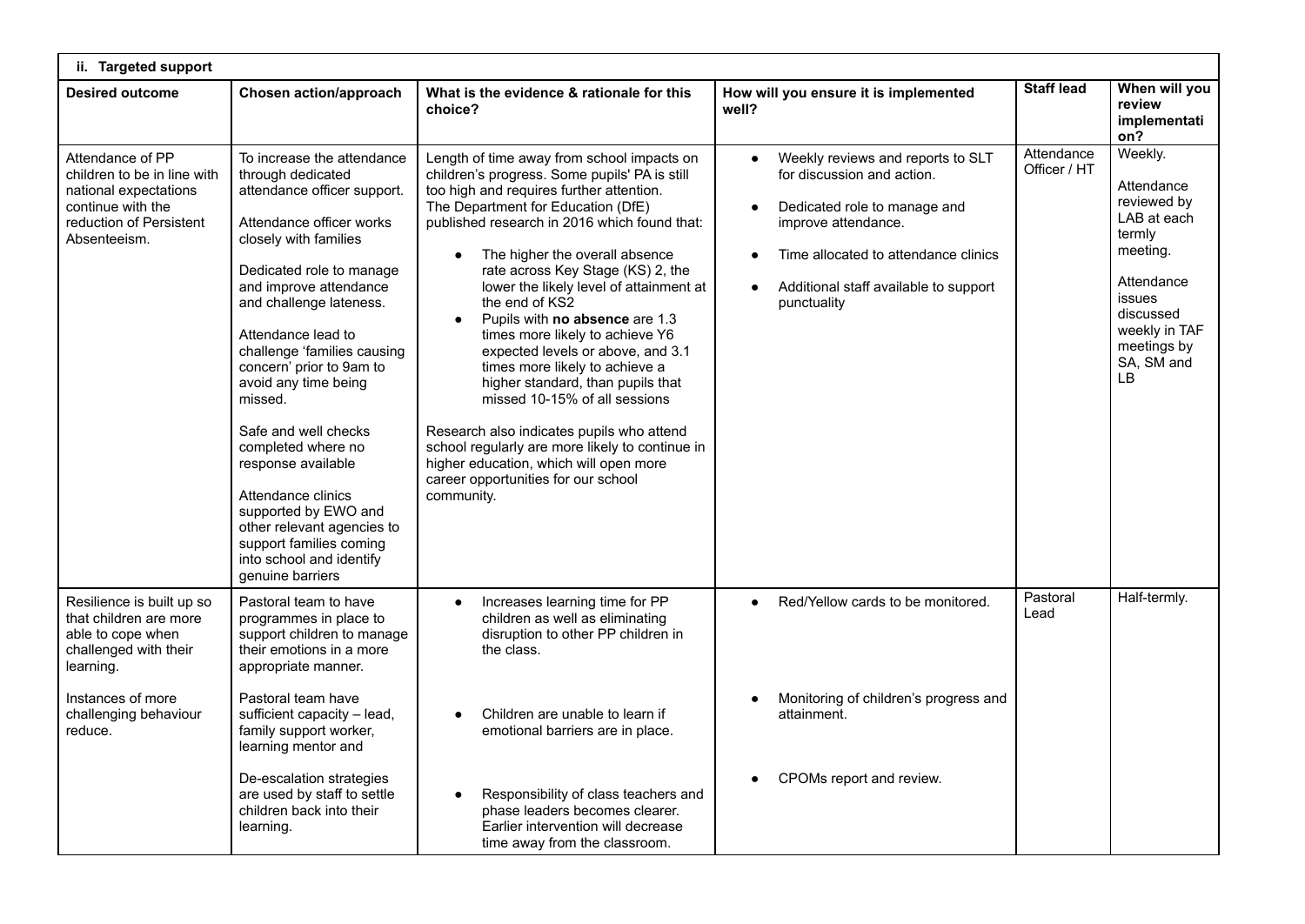### ii. Targeted support

| Desired outcome | Chosen action/approach | What is the evidence & rationale for this choice? | How will you ensure it is implemented well? | Staff lead | When will you review implementation? |
|---|---|---|---|---|---|
| Attendance of PP children to be in line with national expectations continue with the reduction of Persistent Absenteeism. | To increase the attendance through dedicated attendance officer support.<br><br>Attendance officer works closely with families<br><br>Dedicated role to manage and improve attendance and challenge lateness.<br><br>Attendance lead to challenge 'families causing concern' prior to 9am to avoid any time being missed.<br><br>Safe and well checks completed where no response available<br><br>Attendance clinics supported by EWO and other relevant agencies to support families coming into school and identify genuine barriers | Length of time away from school impacts on children's progress. Some pupils' PA is still too high and requires further attention. The Department for Education (DfE) published research in 2016 which found that:<br>• The higher the overall absence rate across Key Stage (KS) 2, the lower the likely level of attainment at the end of KS2<br>• Pupils with **no absence** are 1.3 times more likely to achieve Y6 expected levels or above, and 3.1 times more likely to achieve a higher standard, than pupils that missed 10-15% of all sessions<br><br>Research also indicates pupils who attend school regularly are more likely to continue in higher education, which will open more career opportunities for our school community. | • Weekly reviews and reports to SLT for discussion and action.<br>• Dedicated role to manage and improve attendance.<br>• Time allocated to attendance clinics<br>• Additional staff available to support punctuality | Attendance Officer / HT | Weekly.<br><br>Attendance reviewed by LAB at each termly meeting.<br><br>Attendance issues discussed weekly in TAF meetings by SA, SM and LB |
| Resilience is built up so that children are more able to cope when challenged with their learning.<br><br>Instances of more challenging behaviour reduce. | Pastoral team to have programmes in place to support children to manage their emotions in a more appropriate manner.<br><br>Pastoral team have sufficient capacity – lead, family support worker, learning mentor and<br><br>De-escalation strategies are used by staff to settle children back into their learning. | • Increases learning time for PP children as well as eliminating disruption to other PP children in the class.<br>• Children are unable to learn if emotional barriers are in place.<br>• Responsibility of class teachers and phase leaders becomes clearer. Earlier intervention will decrease time away from the classroom. | • Red/Yellow cards to be monitored.<br>• Monitoring of children's progress and attainment.<br>• CPOMs report and review. | Pastoral Lead | Half-termly. |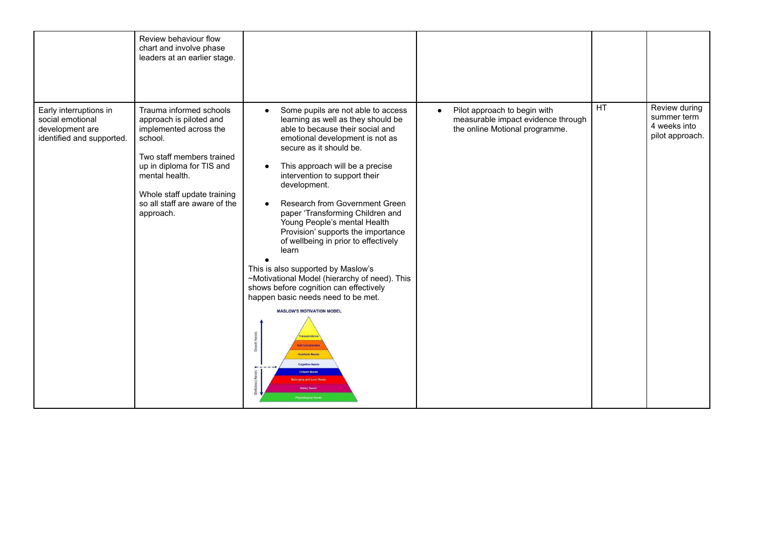| | | | | | |
|---|---|---|---|---|---|
| | Review behaviour flow chart and involve phase leaders at an earlier stage. | | | | |
| Early interruptions in social emotional development are identified and supported. | Trauma informed schools approach is piloted and implemented across the school.<br><br>Two staff members trained up in diploma for TIS and mental health.<br><br>Whole staff update training so all staff are aware of the approach. | • Some pupils are not able to access learning as well as they should be able to because their social and emotional development is not as secure as it should be.<br>• This approach will be a precise intervention to support their development.<br>• Research from Government Green paper 'Transforming Children and Young People's mental Health Provision' supports the importance of wellbeing in prior to effectively learn<br>•<br>This is also supported by Maslow's ~Motivational Model (hierarchy of need). This shows before cognition can effectively happen basic needs need to be met.<br><br>MASLOW'S MOTIVATION MODEL | • Pilot approach to begin with measurable impact evidence through the online Motional programme. | HT | Review during summer term 4 weeks into pilot approach. |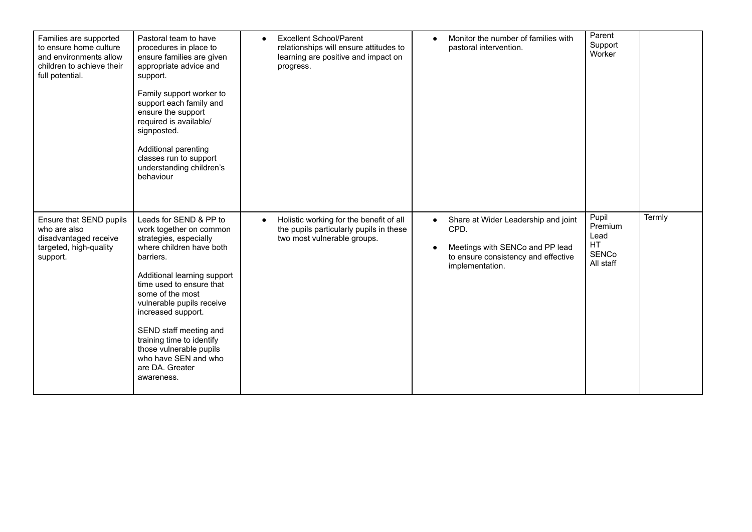| | | | | | |
|---|---|---|---|---|---|
| Families are supported to ensure home culture and environments allow children to achieve their full potential. | Pastoral team to have procedures in place to ensure families are given appropriate advice and support.<br><br>Family support worker to support each family and ensure the support required is available/ signposted.<br><br>Additional parenting classes run to support understanding children's behaviour | • Excellent School/Parent relationships will ensure attitudes to learning are positive and impact on progress. | • Monitor the number of families with pastoral intervention. | Parent Support Worker | |
| Ensure that SEND pupils who are also disadvantaged receive targeted, high-quality support. | Leads for SEND & PP to work together on common strategies, especially where children have both barriers.<br><br>Additional learning support time used to ensure that some of the most vulnerable pupils receive increased support.<br><br>SEND staff meeting and training time to identify those vulnerable pupils who have SEN and who are DA. Greater awareness. | • Holistic working for the benefit of all the pupils particularly pupils in these two most vulnerable groups. | • Share at Wider Leadership and joint CPD.<br><br>• Meetings with SENCo and PP lead to ensure consistency and effective implementation. | Pupil Premium Lead<br>HT<br>SENCo<br>All staff | Termly |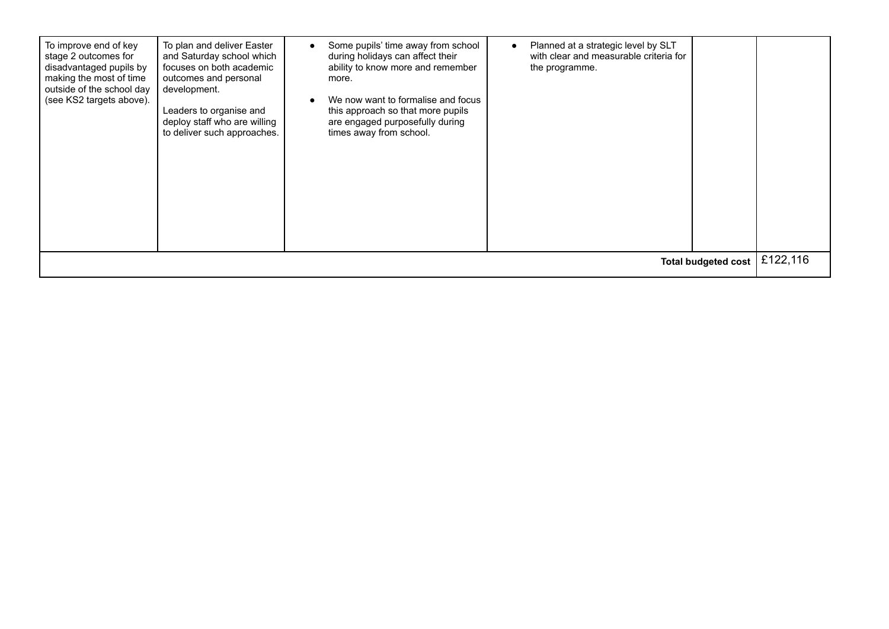| | | | | | |
|---|---|---|---|---|---|
| To improve end of key stage 2 outcomes for disadvantaged pupils by making the most of time outside of the school day (see KS2 targets above). | To plan and deliver Easter and Saturday school which focuses on both academic outcomes and personal development.<br><br>Leaders to organise and deploy staff who are willing to deliver such approaches. | • Some pupils' time away from school during holidays can affect their ability to know more and remember more.<br>• We now want to formalise and focus this approach so that more pupils are engaged purposefully during times away from school. | • Planned at a strategic level by SLT with clear and measurable criteria for the programme. | | |
| | | | | **Total budgeted cost** | £122,116 |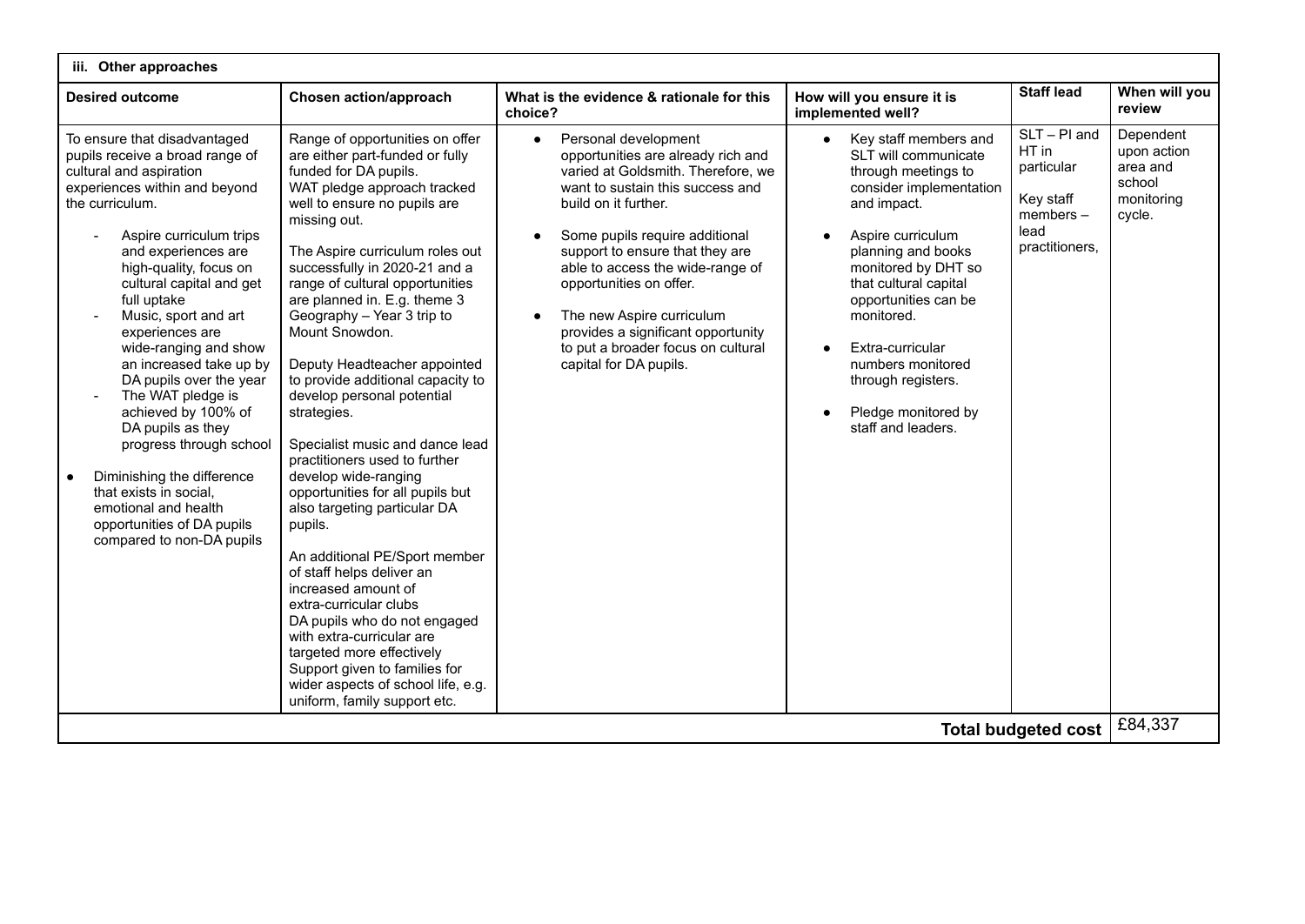| iii. Other approaches | | | | | |
|---|---|---|---|---|---|
| **Desired outcome** | **Chosen action/approach** | **What is the evidence & rationale for this choice?** | **How will you ensure it is implemented well?** | **Staff lead** | **When will you review** |
| To ensure that disadvantaged pupils receive a broad range of cultural and aspiration experiences within and beyond the curriculum.<br>- Aspire curriculum trips and experiences are high-quality, focus on cultural capital and get full uptake<br>- Music, sport and art experiences are wide-ranging and show an increased take up by DA pupils over the year<br>- The WAT pledge is achieved by 100% of DA pupils as they progress through school<br>• Diminishing the difference that exists in social, emotional and health opportunities of DA pupils compared to non-DA pupils | Range of opportunities on offer are either part-funded or fully funded for DA pupils.<br>WAT pledge approach tracked well to ensure no pupils are missing out.<br><br>The Aspire curriculum roles out successfully in 2020-21 and a range of cultural opportunities are planned in. E.g. theme 3 Geography – Year 3 trip to Mount Snowdon.<br><br>Deputy Headteacher appointed to provide additional capacity to develop personal potential strategies.<br><br>Specialist music and dance lead practitioners used to further develop wide-ranging opportunities for all pupils but also targeting particular DA pupils.<br><br>An additional PE/Sport member of staff helps deliver an increased amount of extra-curricular clubs<br>DA pupils who do not engaged with extra-curricular are targeted more effectively<br>Support given to families for wider aspects of school life, e.g. uniform, family support etc. | • Personal development opportunities are already rich and varied at Goldsmith. Therefore, we want to sustain this success and build on it further.<br>• Some pupils require additional support to ensure that they are able to access the wide-range of opportunities on offer.<br>• The new Aspire curriculum provides a significant opportunity to put a broader focus on cultural capital for DA pupils. | • Key staff members and SLT will communicate through meetings to consider implementation and impact.<br>• Aspire curriculum planning and books monitored by DHT so that cultural capital opportunities can be monitored.<br>• Extra-curricular numbers monitored through registers.<br>• Pledge monitored by staff and leaders. | SLT – PI and HT in particular<br><br>Key staff members – lead practitioners, | Dependent upon action area and school monitoring cycle. |
| | | | | **Total budgeted cost** | £84,337 |